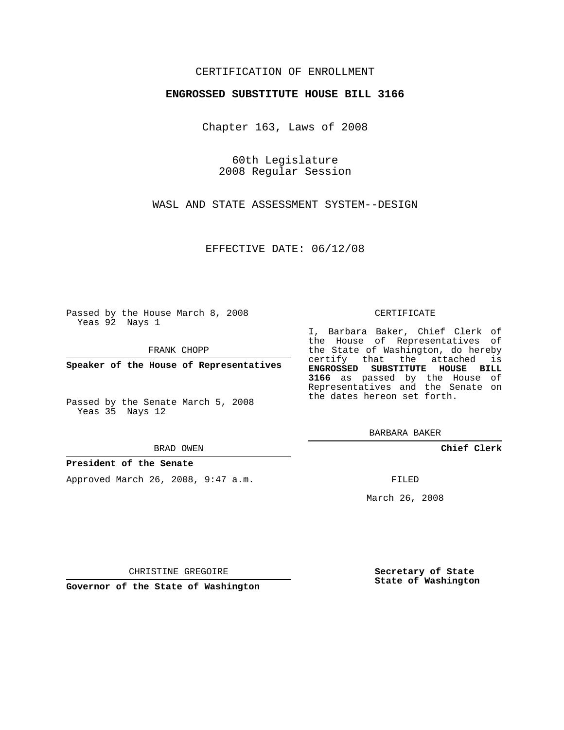CERTIFICATION OF ENROLLMENT

**ENGROSSED SUBSTITUTE HOUSE BILL 3166**

Chapter 163, Laws of 2008

60th Legislature
2008 Regular Session

WASL AND STATE ASSESSMENT SYSTEM--DESIGN

EFFECTIVE DATE: 06/12/08

Passed by the House March 8, 2008
Yeas 92 Nays 1

FRANK CHOPP

**Speaker of the House of Representatives**

Passed by the Senate March 5, 2008
Yeas 35 Nays 12

BRAD OWEN

**President of the Senate**

Approved March 26, 2008, 9:47 a.m.

CHRISTINE GREGOIRE

**Governor of the State of Washington**

CERTIFICATE

I, Barbara Baker, Chief Clerk of the House of Representatives of the State of Washington, do hereby certify that the attached is **ENGROSSED SUBSTITUTE HOUSE BILL 3166** as passed by the House of Representatives and the Senate on the dates hereon set forth.

BARBARA BAKER

**Chief Clerk**

FILED

March 26, 2008

**Secretary of State**
**State of Washington**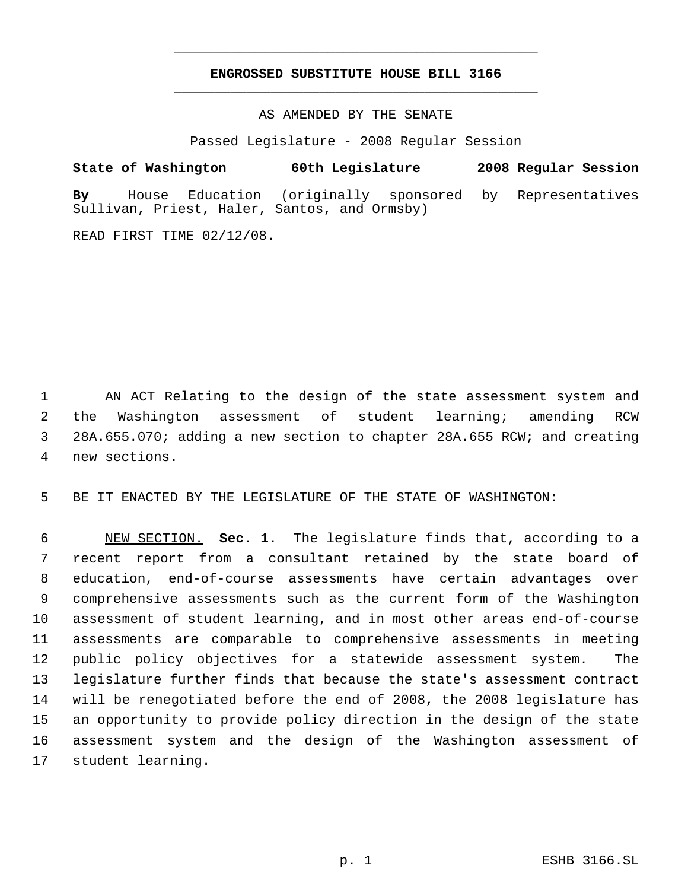# ENGROSSED SUBSTITUTE HOUSE BILL 3166

AS AMENDED BY THE SENATE

Passed Legislature - 2008 Regular Session

**State of Washington 60th Legislature 2008 Regular Session**

**By** House Education (originally sponsored by Representatives Sullivan, Priest, Haler, Santos, and Ormsby)

READ FIRST TIME 02/12/08.

AN ACT Relating to the design of the state assessment system and the Washington assessment of student learning; amending RCW 28A.655.070; adding a new section to chapter 28A.655 RCW; and creating new sections.

BE IT ENACTED BY THE LEGISLATURE OF THE STATE OF WASHINGTON:

NEW SECTION. **Sec. 1.** The legislature finds that, according to a recent report from a consultant retained by the state board of education, end-of-course assessments have certain advantages over comprehensive assessments such as the current form of the Washington assessment of student learning, and in most other areas end-of-course assessments are comparable to comprehensive assessments in meeting public policy objectives for a statewide assessment system. The legislature further finds that because the state's assessment contract will be renegotiated before the end of 2008, the 2008 legislature has an opportunity to provide policy direction in the design of the state assessment system and the design of the Washington assessment of student learning.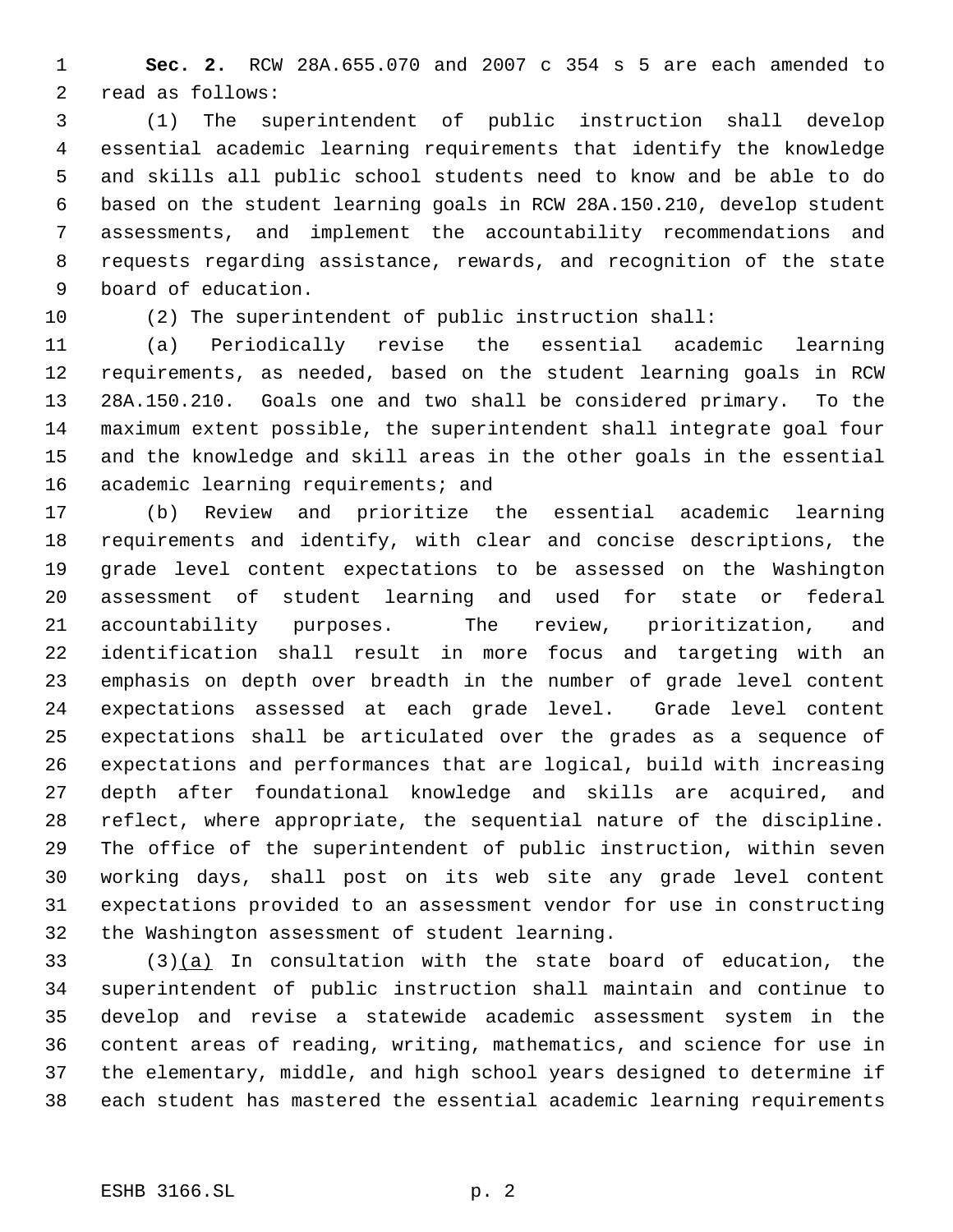**Sec. 2.** RCW 28A.655.070 and 2007 c 354 s 5 are each amended to read as follows:

(1) The superintendent of public instruction shall develop essential academic learning requirements that identify the knowledge and skills all public school students need to know and be able to do based on the student learning goals in RCW 28A.150.210, develop student assessments, and implement the accountability recommendations and requests regarding assistance, rewards, and recognition of the state board of education.

(2) The superintendent of public instruction shall:

(a) Periodically revise the essential academic learning requirements, as needed, based on the student learning goals in RCW 28A.150.210. Goals one and two shall be considered primary. To the maximum extent possible, the superintendent shall integrate goal four and the knowledge and skill areas in the other goals in the essential academic learning requirements; and

(b) Review and prioritize the essential academic learning requirements and identify, with clear and concise descriptions, the grade level content expectations to be assessed on the Washington assessment of student learning and used for state or federal accountability purposes. The review, prioritization, and identification shall result in more focus and targeting with an emphasis on depth over breadth in the number of grade level content expectations assessed at each grade level. Grade level content expectations shall be articulated over the grades as a sequence of expectations and performances that are logical, build with increasing depth after foundational knowledge and skills are acquired, and reflect, where appropriate, the sequential nature of the discipline. The office of the superintendent of public instruction, within seven working days, shall post on its web site any grade level content expectations provided to an assessment vendor for use in constructing the Washington assessment of student learning.

(3)<u>(a)</u> In consultation with the state board of education, the superintendent of public instruction shall maintain and continue to develop and revise a statewide academic assessment system in the content areas of reading, writing, mathematics, and science for use in the elementary, middle, and high school years designed to determine if each student has mastered the essential academic learning requirements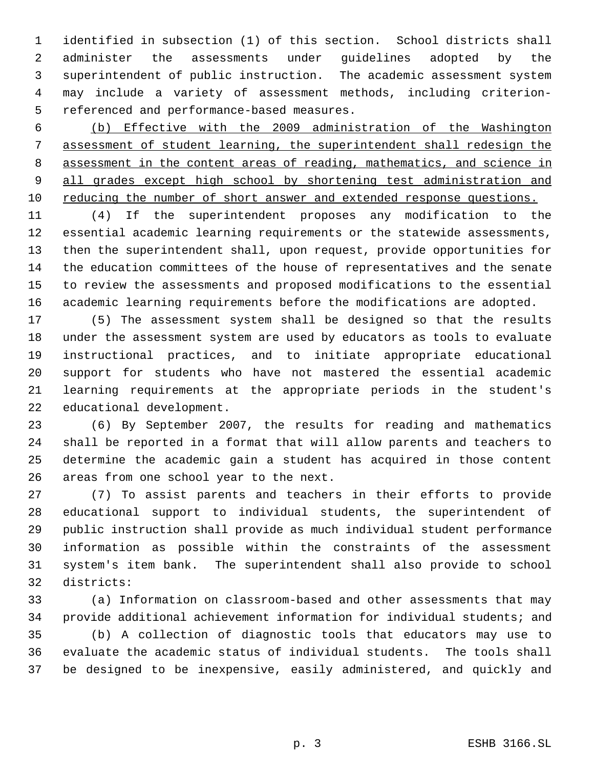identified in subsection (1) of this section. School districts shall administer the assessments under guidelines adopted by the superintendent of public instruction. The academic assessment system may include a variety of assessment methods, including criterion-referenced and performance-based measures.

<u>(b) Effective with the 2009 administration of the Washington assessment of student learning, the superintendent shall redesign the assessment in the content areas of reading, mathematics, and science in all grades except high school by shortening test administration and reducing the number of short answer and extended response questions.</u>

(4) If the superintendent proposes any modification to the essential academic learning requirements or the statewide assessments, then the superintendent shall, upon request, provide opportunities for the education committees of the house of representatives and the senate to review the assessments and proposed modifications to the essential academic learning requirements before the modifications are adopted.

(5) The assessment system shall be designed so that the results under the assessment system are used by educators as tools to evaluate instructional practices, and to initiate appropriate educational support for students who have not mastered the essential academic learning requirements at the appropriate periods in the student's educational development.

(6) By September 2007, the results for reading and mathematics shall be reported in a format that will allow parents and teachers to determine the academic gain a student has acquired in those content areas from one school year to the next.

(7) To assist parents and teachers in their efforts to provide educational support to individual students, the superintendent of public instruction shall provide as much individual student performance information as possible within the constraints of the assessment system's item bank. The superintendent shall also provide to school districts:

(a) Information on classroom-based and other assessments that may provide additional achievement information for individual students; and

(b) A collection of diagnostic tools that educators may use to evaluate the academic status of individual students. The tools shall be designed to be inexpensive, easily administered, and quickly and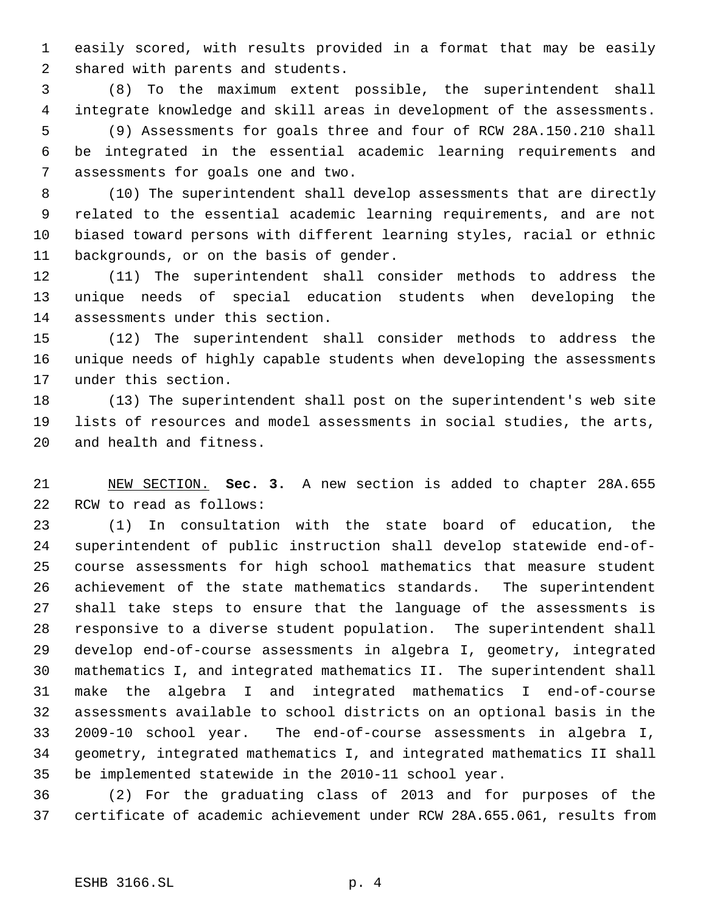easily scored, with results provided in a format that may be easily shared with parents and students.

(8) To the maximum extent possible, the superintendent shall integrate knowledge and skill areas in development of the assessments.

(9) Assessments for goals three and four of RCW 28A.150.210 shall be integrated in the essential academic learning requirements and assessments for goals one and two.

(10) The superintendent shall develop assessments that are directly related to the essential academic learning requirements, and are not biased toward persons with different learning styles, racial or ethnic backgrounds, or on the basis of gender.

(11) The superintendent shall consider methods to address the unique needs of special education students when developing the assessments under this section.

(12) The superintendent shall consider methods to address the unique needs of highly capable students when developing the assessments under this section.

(13) The superintendent shall post on the superintendent's web site lists of resources and model assessments in social studies, the arts, and health and fitness.

NEW SECTION. **Sec. 3.** A new section is added to chapter 28A.655 RCW to read as follows:

(1) In consultation with the state board of education, the superintendent of public instruction shall develop statewide end-of-course assessments for high school mathematics that measure student achievement of the state mathematics standards. The superintendent shall take steps to ensure that the language of the assessments is responsive to a diverse student population. The superintendent shall develop end-of-course assessments in algebra I, geometry, integrated mathematics I, and integrated mathematics II. The superintendent shall make the algebra I and integrated mathematics I end-of-course assessments available to school districts on an optional basis in the 2009-10 school year. The end-of-course assessments in algebra I, geometry, integrated mathematics I, and integrated mathematics II shall be implemented statewide in the 2010-11 school year.

(2) For the graduating class of 2013 and for purposes of the certificate of academic achievement under RCW 28A.655.061, results from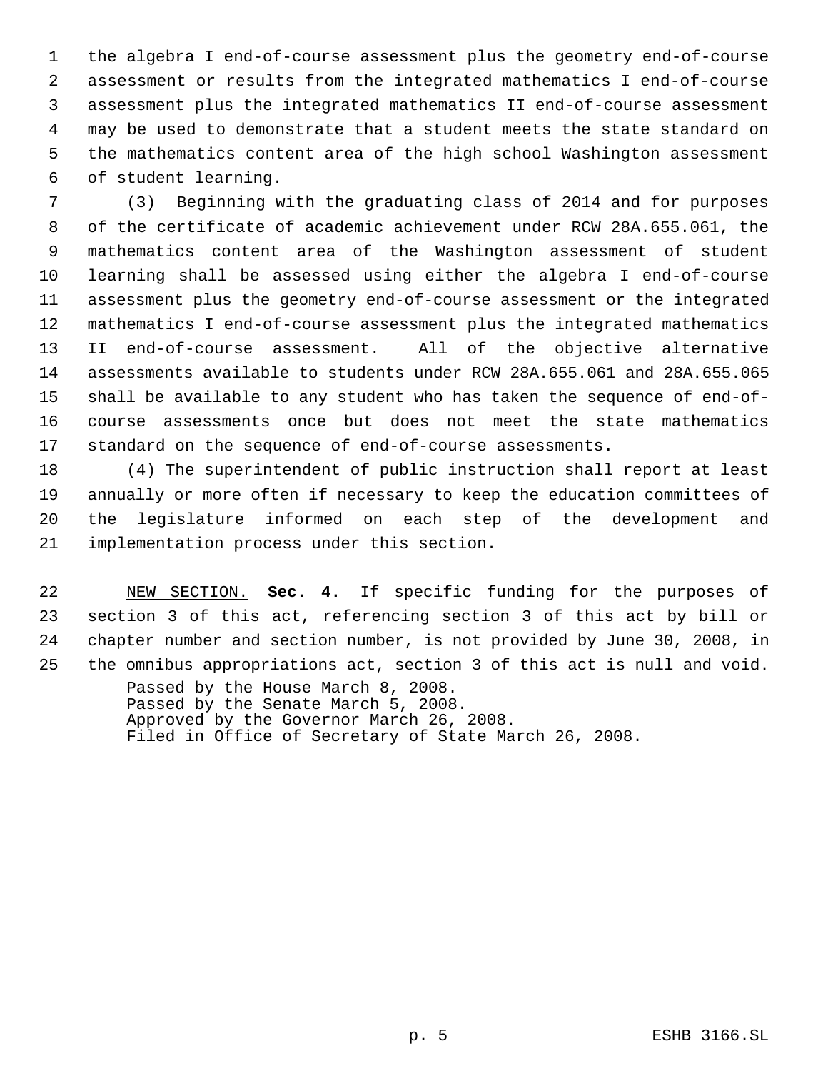the algebra I end-of-course assessment plus the geometry end-of-course assessment or results from the integrated mathematics I end-of-course assessment plus the integrated mathematics II end-of-course assessment may be used to demonstrate that a student meets the state standard on the mathematics content area of the high school Washington assessment of student learning.

(3) Beginning with the graduating class of 2014 and for purposes of the certificate of academic achievement under RCW 28A.655.061, the mathematics content area of the Washington assessment of student learning shall be assessed using either the algebra I end-of-course assessment plus the geometry end-of-course assessment or the integrated mathematics I end-of-course assessment plus the integrated mathematics II end-of-course assessment. All of the objective alternative assessments available to students under RCW 28A.655.061 and 28A.655.065 shall be available to any student who has taken the sequence of end-of-course assessments once but does not meet the state mathematics standard on the sequence of end-of-course assessments.

(4) The superintendent of public instruction shall report at least annually or more often if necessary to keep the education committees of the legislature informed on each step of the development and implementation process under this section.

NEW SECTION. **Sec. 4.** If specific funding for the purposes of section 3 of this act, referencing section 3 of this act by bill or chapter number and section number, is not provided by June 30, 2008, in the omnibus appropriations act, section 3 of this act is null and void.

Passed by the House March 8, 2008.
Passed by the Senate March 5, 2008.
Approved by the Governor March 26, 2008.
Filed in Office of Secretary of State March 26, 2008.